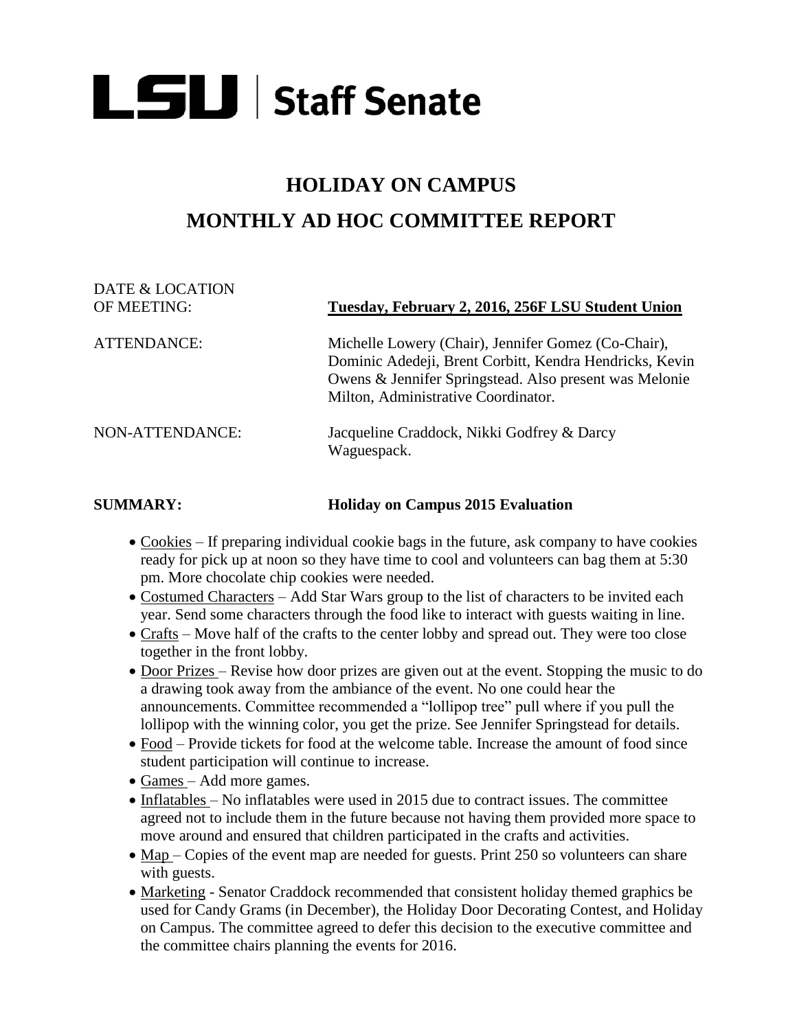**LSU | Staff Senate**

# HOLIDAY ON CAMPUS
# MONTHLY AD HOC COMMITTEE REPORT

DATE & LOCATION OF MEETING: **Tuesday, February 2, 2016, 256F LSU Student Union**

ATTENDANCE: Michelle Lowery (Chair), Jennifer Gomez (Co-Chair), Dominic Adedeji, Brent Corbitt, Kendra Hendricks, Kevin Owens & Jennifer Springstead. Also present was Melonie Milton, Administrative Coordinator.

NON-ATTENDANCE: Jacqueline Craddock, Nikki Godfrey & Darcy Waguespack.

**SUMMARY:** **Holiday on Campus 2015 Evaluation**

- Cookies – If preparing individual cookie bags in the future, ask company to have cookies ready for pick up at noon so they have time to cool and volunteers can bag them at 5:30 pm. More chocolate chip cookies were needed.
- Costumed Characters – Add Star Wars group to the list of characters to be invited each year. Send some characters through the food like to interact with guests waiting in line.
- Crafts – Move half of the crafts to the center lobby and spread out. They were too close together in the front lobby.
- Door Prizes – Revise how door prizes are given out at the event. Stopping the music to do a drawing took away from the ambiance of the event. No one could hear the announcements. Committee recommended a "lollipop tree" pull where if you pull the lollipop with the winning color, you get the prize. See Jennifer Springstead for details.
- Food – Provide tickets for food at the welcome table. Increase the amount of food since student participation will continue to increase.
- Games – Add more games.
- Inflatables – No inflatables were used in 2015 due to contract issues. The committee agreed not to include them in the future because not having them provided more space to move around and ensured that children participated in the crafts and activities.
- Map – Copies of the event map are needed for guests. Print 250 so volunteers can share with guests.
- Marketing - Senator Craddock recommended that consistent holiday themed graphics be used for Candy Grams (in December), the Holiday Door Decorating Contest, and Holiday on Campus. The committee agreed to defer this decision to the executive committee and the committee chairs planning the events for 2016.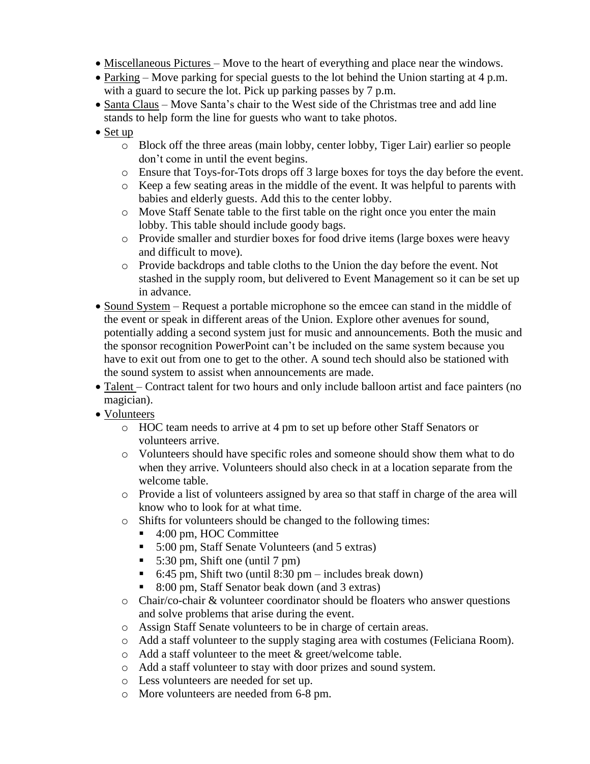- Miscellaneous Pictures – Move to the heart of everything and place near the windows.
- Parking – Move parking for special guests to the lot behind the Union starting at 4 p.m. with a guard to secure the lot. Pick up parking passes by 7 p.m.
- Santa Claus – Move Santa's chair to the West side of the Christmas tree and add line stands to help form the line for guests who want to take photos.
- Set up
  - Block off the three areas (main lobby, center lobby, Tiger Lair) earlier so people don't come in until the event begins.
  - Ensure that Toys-for-Tots drops off 3 large boxes for toys the day before the event.
  - Keep a few seating areas in the middle of the event. It was helpful to parents with babies and elderly guests. Add this to the center lobby.
  - Move Staff Senate table to the first table on the right once you enter the main lobby. This table should include goody bags.
  - Provide smaller and sturdier boxes for food drive items (large boxes were heavy and difficult to move).
  - Provide backdrops and table cloths to the Union the day before the event. Not stashed in the supply room, but delivered to Event Management so it can be set up in advance.
- Sound System – Request a portable microphone so the emcee can stand in the middle of the event or speak in different areas of the Union. Explore other avenues for sound, potentially adding a second system just for music and announcements. Both the music and the sponsor recognition PowerPoint can't be included on the same system because you have to exit out from one to get to the other. A sound tech should also be stationed with the sound system to assist when announcements are made.
- Talent – Contract talent for two hours and only include balloon artist and face painters (no magician).
- Volunteers
  - HOC team needs to arrive at 4 pm to set up before other Staff Senators or volunteers arrive.
  - Volunteers should have specific roles and someone should show them what to do when they arrive. Volunteers should also check in at a location separate from the welcome table.
  - Provide a list of volunteers assigned by area so that staff in charge of the area will know who to look for at what time.
  - Shifts for volunteers should be changed to the following times:
    - 4:00 pm, HOC Committee
    - 5:00 pm, Staff Senate Volunteers (and 5 extras)
    - 5:30 pm, Shift one (until 7 pm)
    - 6:45 pm, Shift two (until 8:30 pm – includes break down)
    - 8:00 pm, Staff Senator beak down (and 3 extras)
  - Chair/co-chair & volunteer coordinator should be floaters who answer questions and solve problems that arise during the event.
  - Assign Staff Senate volunteers to be in charge of certain areas.
  - Add a staff volunteer to the supply staging area with costumes (Feliciana Room).
  - Add a staff volunteer to the meet & greet/welcome table.
  - Add a staff volunteer to stay with door prizes and sound system.
  - Less volunteers are needed for set up.
  - More volunteers are needed from 6-8 pm.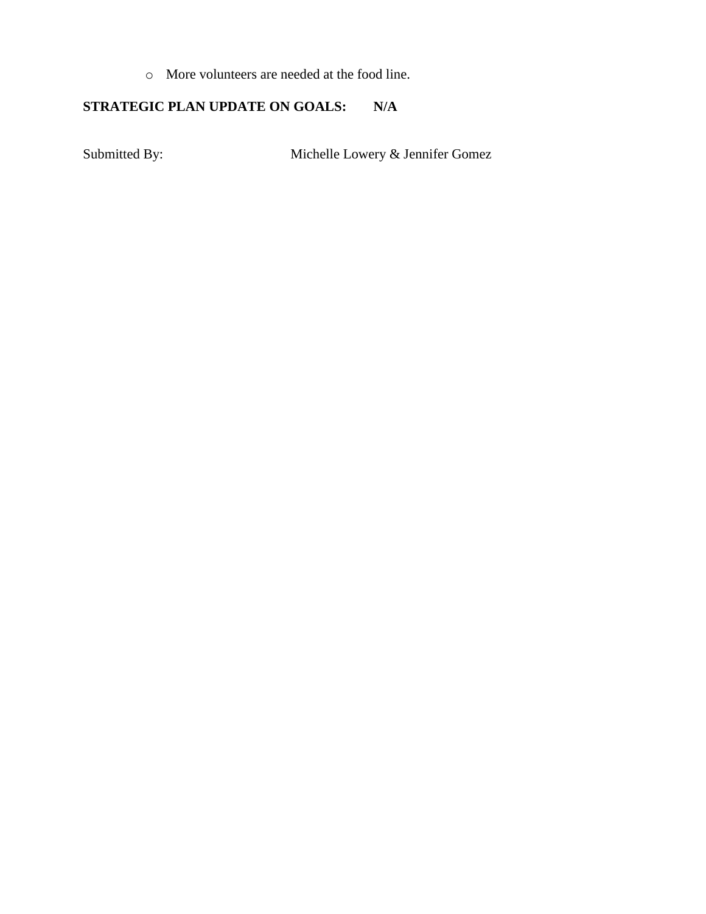- More volunteers are needed at the food line.

**STRATEGIC PLAN UPDATE ON GOALS: N/A**

Submitted By: Michelle Lowery & Jennifer Gomez